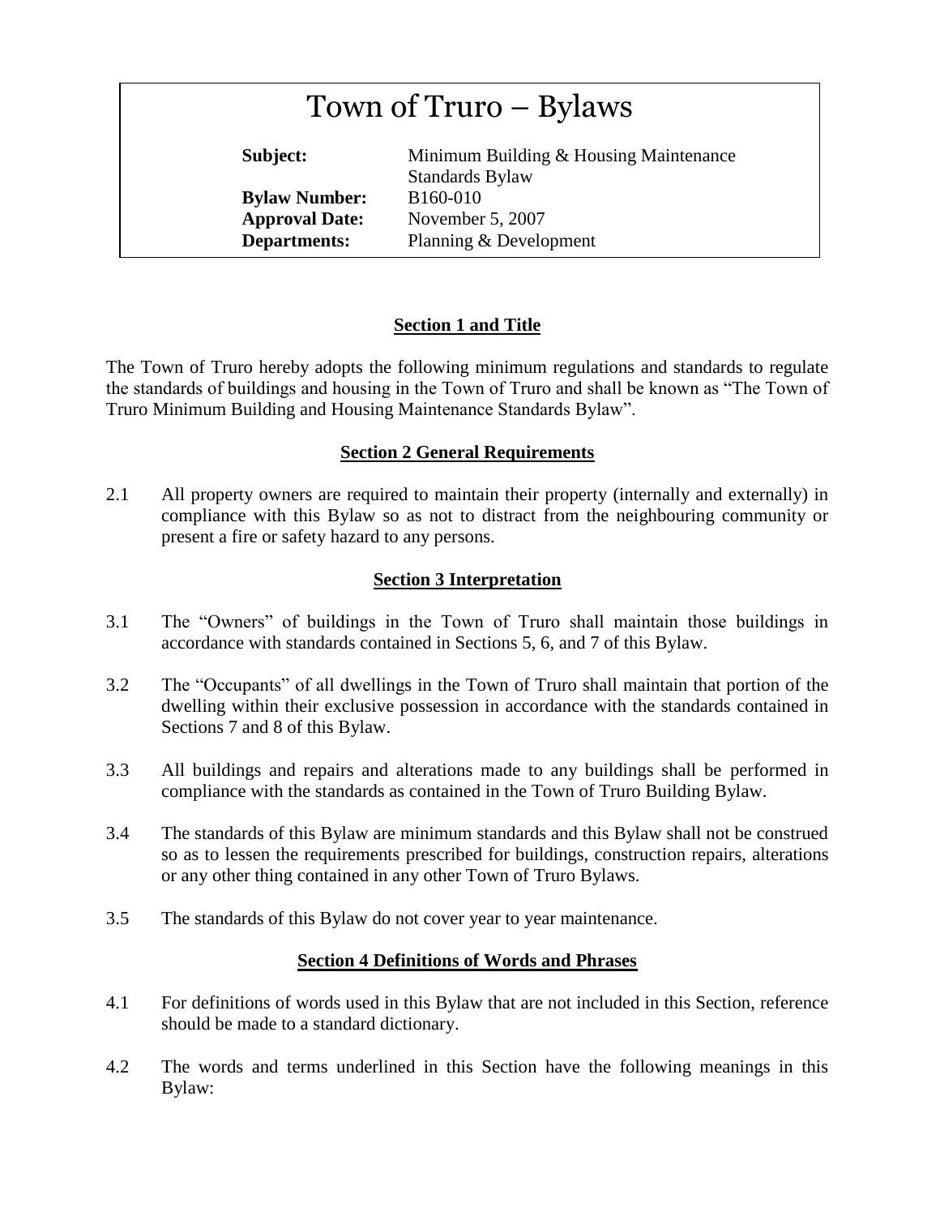# Town of Truro – Bylaws

| | |
|---|---|
| **Subject:** | Minimum Building & Housing Maintenance Standards Bylaw |
| **Bylaw Number:** | B160-010 |
| **Approval Date:** | November 5, 2007 |
| **Departments:** | Planning & Development |

## Section 1 and Title

The Town of Truro hereby adopts the following minimum regulations and standards to regulate the standards of buildings and housing in the Town of Truro and shall be known as "The Town of Truro Minimum Building and Housing Maintenance Standards Bylaw".

## Section 2 General Requirements

2.1 All property owners are required to maintain their property (internally and externally) in compliance with this Bylaw so as not to distract from the neighbouring community or present a fire or safety hazard to any persons.

## Section 3 Interpretation

3.1 The "Owners" of buildings in the Town of Truro shall maintain those buildings in accordance with standards contained in Sections 5, 6, and 7 of this Bylaw.

3.2 The "Occupants" of all dwellings in the Town of Truro shall maintain that portion of the dwelling within their exclusive possession in accordance with the standards contained in Sections 7 and 8 of this Bylaw.

3.3 All buildings and repairs and alterations made to any buildings shall be performed in compliance with the standards as contained in the Town of Truro Building Bylaw.

3.4 The standards of this Bylaw are minimum standards and this Bylaw shall not be construed so as to lessen the requirements prescribed for buildings, construction repairs, alterations or any other thing contained in any other Town of Truro Bylaws.

3.5 The standards of this Bylaw do not cover year to year maintenance.

## Section 4 Definitions of Words and Phrases

4.1 For definitions of words used in this Bylaw that are not included in this Section, reference should be made to a standard dictionary.

4.2 The words and terms underlined in this Section have the following meanings in this Bylaw: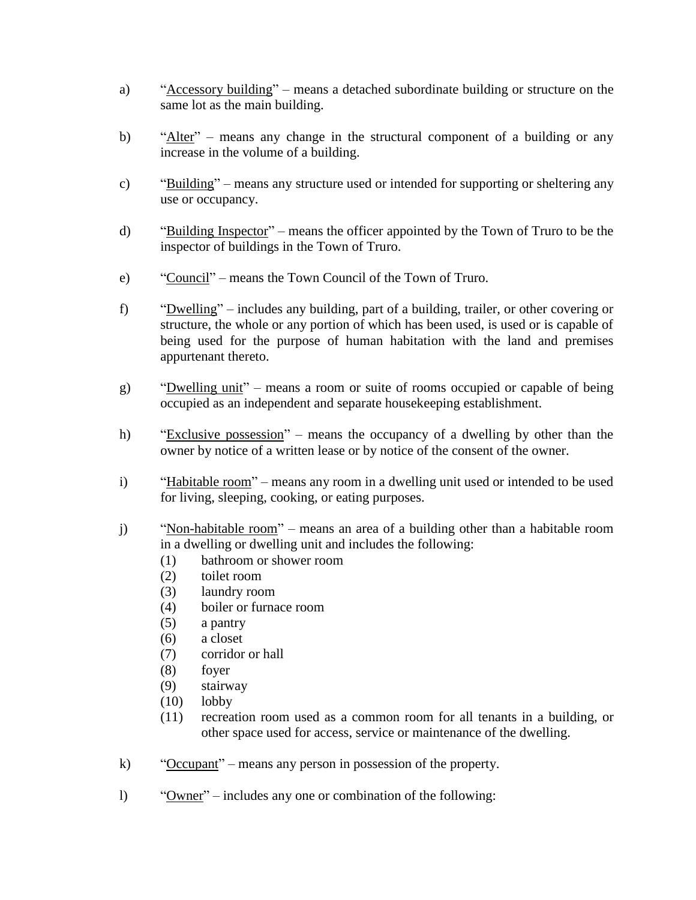a) "<u>Accessory building</u>" – means a detached subordinate building or structure on the same lot as the main building.

b) "<u>Alter</u>" – means any change in the structural component of a building or any increase in the volume of a building.

c) "<u>Building</u>" – means any structure used or intended for supporting or sheltering any use or occupancy.

d) "<u>Building Inspector</u>" – means the officer appointed by the Town of Truro to be the inspector of buildings in the Town of Truro.

e) "<u>Council</u>" – means the Town Council of the Town of Truro.

f) "<u>Dwelling</u>" – includes any building, part of a building, trailer, or other covering or structure, the whole or any portion of which has been used, is used or is capable of being used for the purpose of human habitation with the land and premises appurtenant thereto.

g) "<u>Dwelling unit</u>" – means a room or suite of rooms occupied or capable of being occupied as an independent and separate housekeeping establishment.

h) "<u>Exclusive possession</u>" – means the occupancy of a dwelling by other than the owner by notice of a written lease or by notice of the consent of the owner.

i) "<u>Habitable room</u>" – means any room in a dwelling unit used or intended to be used for living, sleeping, cooking, or eating purposes.

j) "<u>Non-habitable room</u>" – means an area of a building other than a habitable room in a dwelling or dwelling unit and includes the following:
   (1) bathroom or shower room
   (2) toilet room
   (3) laundry room
   (4) boiler or furnace room
   (5) a pantry
   (6) a closet
   (7) corridor or hall
   (8) foyer
   (9) stairway
   (10) lobby
   (11) recreation room used as a common room for all tenants in a building, or other space used for access, service or maintenance of the dwelling.

k) "<u>Occupant</u>" – means any person in possession of the property.

l) "<u>Owner</u>" – includes any one or combination of the following: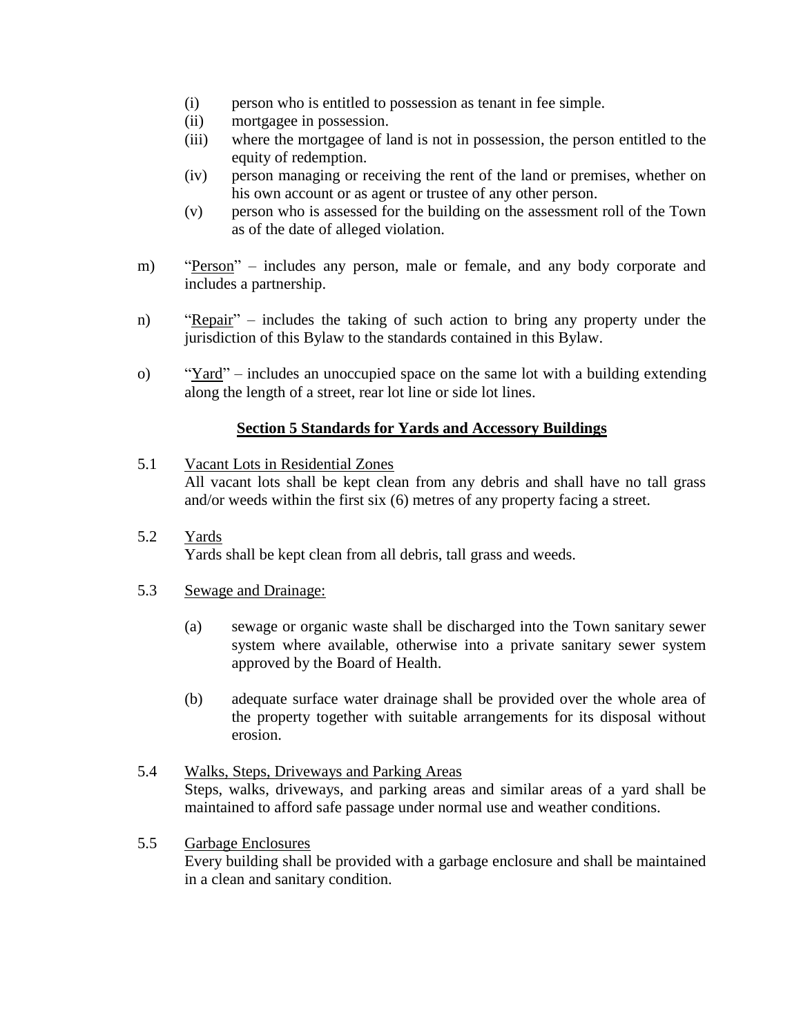(i) person who is entitled to possession as tenant in fee simple.
(ii) mortgagee in possession.
(iii) where the mortgagee of land is not in possession, the person entitled to the equity of redemption.
(iv) person managing or receiving the rent of the land or premises, whether on his own account or as agent or trustee of any other person.
(v) person who is assessed for the building on the assessment roll of the Town as of the date of alleged violation.

m) "Person" – includes any person, male or female, and any body corporate and includes a partnership.

n) "Repair" – includes the taking of such action to bring any property under the jurisdiction of this Bylaw to the standards contained in this Bylaw.

o) "Yard" – includes an unoccupied space on the same lot with a building extending along the length of a street, rear lot line or side lot lines.

## Section 5 Standards for Yards and Accessory Buildings

5.1 Vacant Lots in Residential Zones
All vacant lots shall be kept clean from any debris and shall have no tall grass and/or weeds within the first six (6) metres of any property facing a street.

5.2 Yards
Yards shall be kept clean from all debris, tall grass and weeds.

5.3 Sewage and Drainage:

(a) sewage or organic waste shall be discharged into the Town sanitary sewer system where available, otherwise into a private sanitary sewer system approved by the Board of Health.

(b) adequate surface water drainage shall be provided over the whole area of the property together with suitable arrangements for its disposal without erosion.

5.4 Walks, Steps, Driveways and Parking Areas
Steps, walks, driveways, and parking areas and similar areas of a yard shall be maintained to afford safe passage under normal use and weather conditions.

5.5 Garbage Enclosures
Every building shall be provided with a garbage enclosure and shall be maintained in a clean and sanitary condition.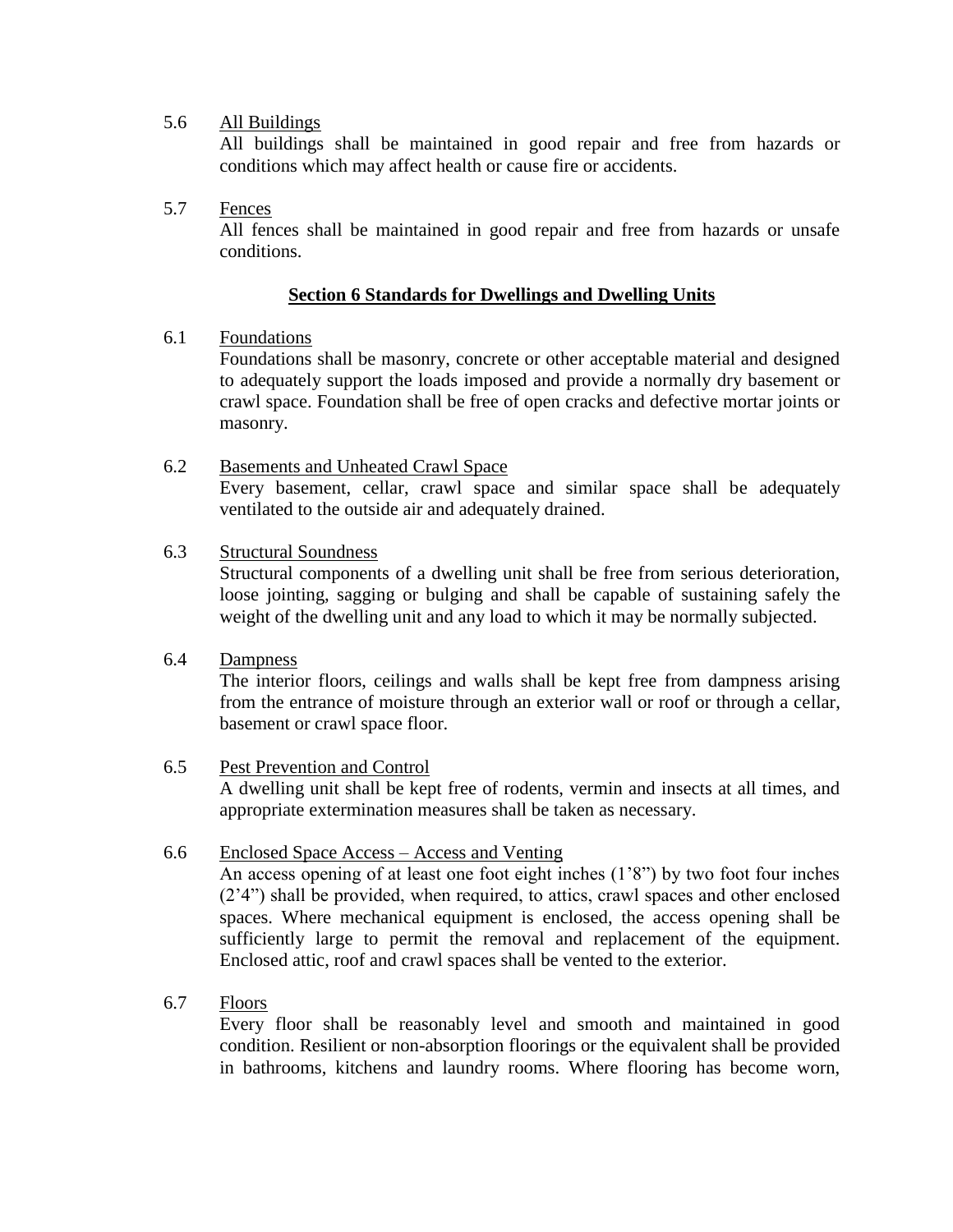5.6 All Buildings

All buildings shall be maintained in good repair and free from hazards or conditions which may affect health or cause fire or accidents.

5.7 Fences

All fences shall be maintained in good repair and free from hazards or unsafe conditions.

## Section 6 Standards for Dwellings and Dwelling Units

6.1 Foundations

Foundations shall be masonry, concrete or other acceptable material and designed to adequately support the loads imposed and provide a normally dry basement or crawl space. Foundation shall be free of open cracks and defective mortar joints or masonry.

6.2 Basements and Unheated Crawl Space

Every basement, cellar, crawl space and similar space shall be adequately ventilated to the outside air and adequately drained.

6.3 Structural Soundness

Structural components of a dwelling unit shall be free from serious deterioration, loose jointing, sagging or bulging and shall be capable of sustaining safely the weight of the dwelling unit and any load to which it may be normally subjected.

6.4 Dampness

The interior floors, ceilings and walls shall be kept free from dampness arising from the entrance of moisture through an exterior wall or roof or through a cellar, basement or crawl space floor.

6.5 Pest Prevention and Control

A dwelling unit shall be kept free of rodents, vermin and insects at all times, and appropriate extermination measures shall be taken as necessary.

6.6 Enclosed Space Access – Access and Venting

An access opening of at least one foot eight inches (1'8") by two foot four inches (2'4") shall be provided, when required, to attics, crawl spaces and other enclosed spaces. Where mechanical equipment is enclosed, the access opening shall be sufficiently large to permit the removal and replacement of the equipment. Enclosed attic, roof and crawl spaces shall be vented to the exterior.

6.7 Floors

Every floor shall be reasonably level and smooth and maintained in good condition. Resilient or non-absorption floorings or the equivalent shall be provided in bathrooms, kitchens and laundry rooms. Where flooring has become worn,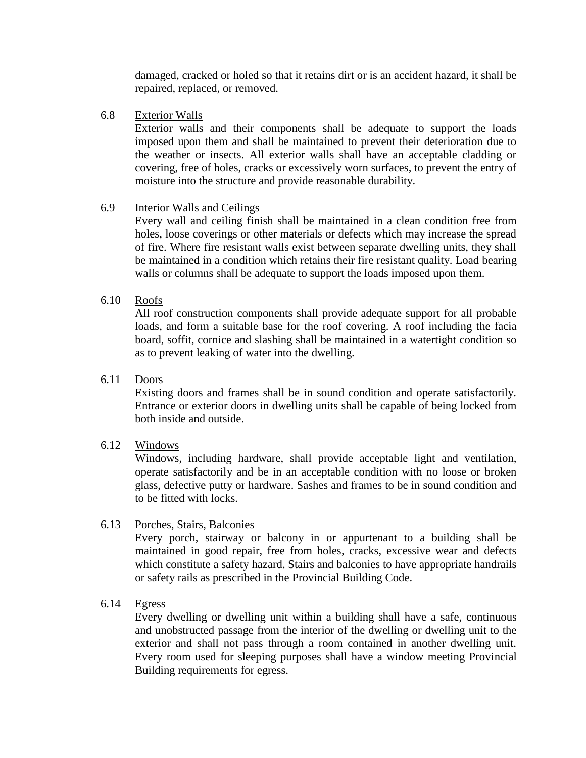damaged, cracked or holed so that it retains dirt or is an accident hazard, it shall be repaired, replaced, or removed.

6.8 Exterior Walls

Exterior walls and their components shall be adequate to support the loads imposed upon them and shall be maintained to prevent their deterioration due to the weather or insects. All exterior walls shall have an acceptable cladding or covering, free of holes, cracks or excessively worn surfaces, to prevent the entry of moisture into the structure and provide reasonable durability.

6.9 Interior Walls and Ceilings

Every wall and ceiling finish shall be maintained in a clean condition free from holes, loose coverings or other materials or defects which may increase the spread of fire. Where fire resistant walls exist between separate dwelling units, they shall be maintained in a condition which retains their fire resistant quality. Load bearing walls or columns shall be adequate to support the loads imposed upon them.

6.10 Roofs

All roof construction components shall provide adequate support for all probable loads, and form a suitable base for the roof covering. A roof including the facia board, soffit, cornice and slashing shall be maintained in a watertight condition so as to prevent leaking of water into the dwelling.

6.11 Doors

Existing doors and frames shall be in sound condition and operate satisfactorily. Entrance or exterior doors in dwelling units shall be capable of being locked from both inside and outside.

6.12 Windows

Windows, including hardware, shall provide acceptable light and ventilation, operate satisfactorily and be in an acceptable condition with no loose or broken glass, defective putty or hardware. Sashes and frames to be in sound condition and to be fitted with locks.

6.13 Porches, Stairs, Balconies

Every porch, stairway or balcony in or appurtenant to a building shall be maintained in good repair, free from holes, cracks, excessive wear and defects which constitute a safety hazard. Stairs and balconies to have appropriate handrails or safety rails as prescribed in the Provincial Building Code.

6.14 Egress

Every dwelling or dwelling unit within a building shall have a safe, continuous and unobstructed passage from the interior of the dwelling or dwelling unit to the exterior and shall not pass through a room contained in another dwelling unit. Every room used for sleeping purposes shall have a window meeting Provincial Building requirements for egress.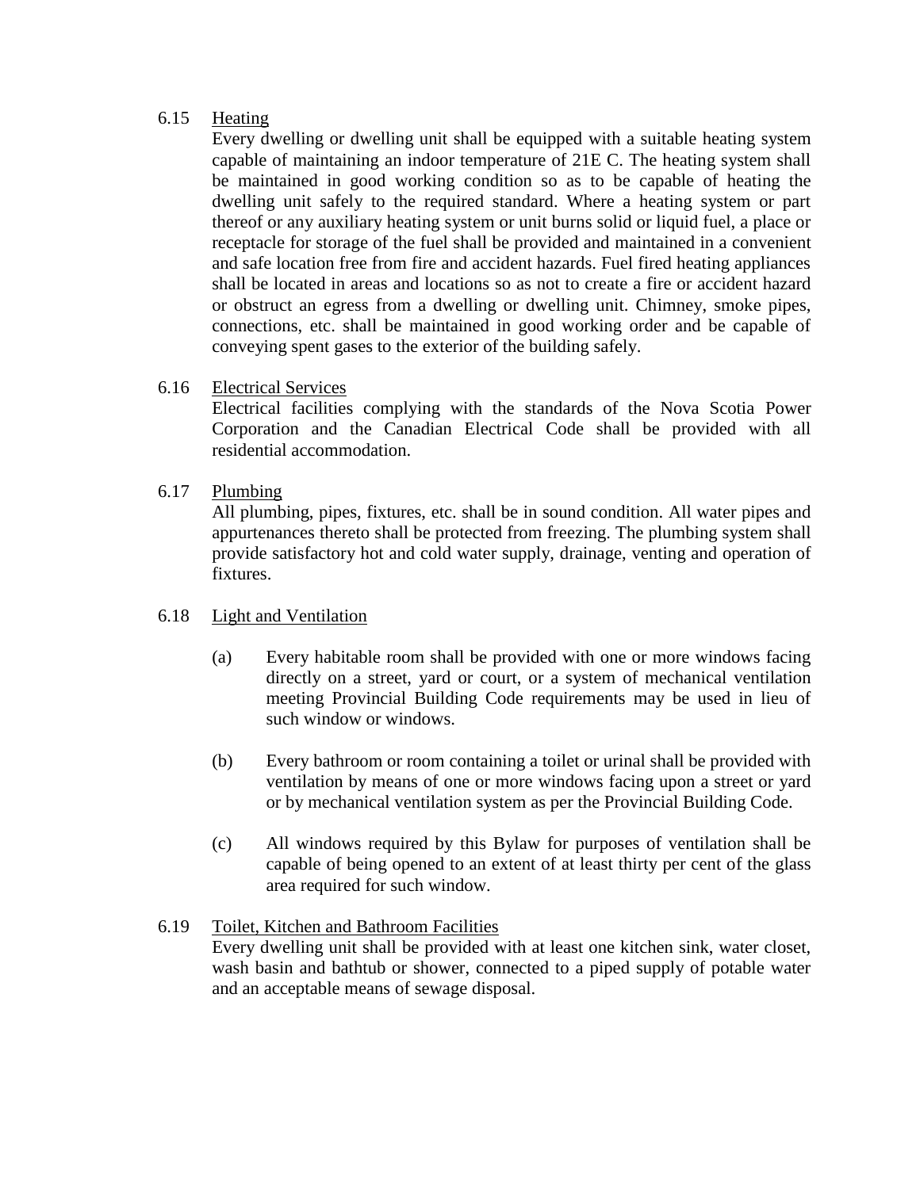6.15 Heading

Every dwelling or dwelling unit shall be equipped with a suitable heating system capable of maintaining an indoor temperature of 21E C. The heating system shall be maintained in good working condition so as to be capable of heating the dwelling unit safely to the required standard. Where a heating system or part thereof or any auxiliary heating system or unit burns solid or liquid fuel, a place or receptacle for storage of the fuel shall be provided and maintained in a convenient and safe location free from fire and accident hazards. Fuel fired heating appliances shall be located in areas and locations so as not to create a fire or accident hazard or obstruct an egress from a dwelling or dwelling unit. Chimney, smoke pipes, connections, etc. shall be maintained in good working order and be capable of conveying spent gases to the exterior of the building safely.

6.16 Electrical Services

Electrical facilities complying with the standards of the Nova Scotia Power Corporation and the Canadian Electrical Code shall be provided with all residential accommodation.

6.17 Plumbing

All plumbing, pipes, fixtures, etc. shall be in sound condition. All water pipes and appurtenances thereto shall be protected from freezing. The plumbing system shall provide satisfactory hot and cold water supply, drainage, venting and operation of fixtures.

6.18 Light and Ventilation

(a) Every habitable room shall be provided with one or more windows facing directly on a street, yard or court, or a system of mechanical ventilation meeting Provincial Building Code requirements may be used in lieu of such window or windows.

(b) Every bathroom or room containing a toilet or urinal shall be provided with ventilation by means of one or more windows facing upon a street or yard or by mechanical ventilation system as per the Provincial Building Code.

(c) All windows required by this Bylaw for purposes of ventilation shall be capable of being opened to an extent of at least thirty per cent of the glass area required for such window.

6.19 Toilet, Kitchen and Bathroom Facilities

Every dwelling unit shall be provided with at least one kitchen sink, water closet, wash basin and bathtub or shower, connected to a piped supply of potable water and an acceptable means of sewage disposal.

6.15 Heating

Every dwelling or dwelling unit shall be equipped with a suitable heating system capable of maintaining an indoor temperature of 21E C. The heating system shall be maintained in good working condition so as to be capable of heating the dwelling unit safely to the required standard. Where a heating system or part thereof or any auxiliary heating system or unit burns solid or liquid fuel, a place or receptacle for storage of the fuel shall be provided and maintained in a convenient and safe location free from fire and accident hazards. Fuel fired heating appliances shall be located in areas and locations so as not to create a fire or accident hazard or obstruct an egress from a dwelling or dwelling unit. Chimney, smoke pipes, connections, etc. shall be maintained in good working order and be capable of conveying spent gases to the exterior of the building safely.

6.16 Electrical Services

Electrical facilities complying with the standards of the Nova Scotia Power Corporation and the Canadian Electrical Code shall be provided with all residential accommodation.

6.17 Plumbing

All plumbing, pipes, fixtures, etc. shall be in sound condition. All water pipes and appurtenances thereto shall be protected from freezing. The plumbing system shall provide satisfactory hot and cold water supply, drainage, venting and operation of fixtures.

6.18 Light and Ventilation

(a) Every habitable room shall be provided with one or more windows facing directly on a street, yard or court, or a system of mechanical ventilation meeting Provincial Building Code requirements may be used in lieu of such window or windows.

(b) Every bathroom or room containing a toilet or urinal shall be provided with ventilation by means of one or more windows facing upon a street or yard or by mechanical ventilation system as per the Provincial Building Code.

(c) All windows required by this Bylaw for purposes of ventilation shall be capable of being opened to an extent of at least thirty per cent of the glass area required for such window.

6.19 Toilet, Kitchen and Bathroom Facilities

Every dwelling unit shall be provided with at least one kitchen sink, water closet, wash basin and bathtub or shower, connected to a piped supply of potable water and an acceptable means of sewage disposal.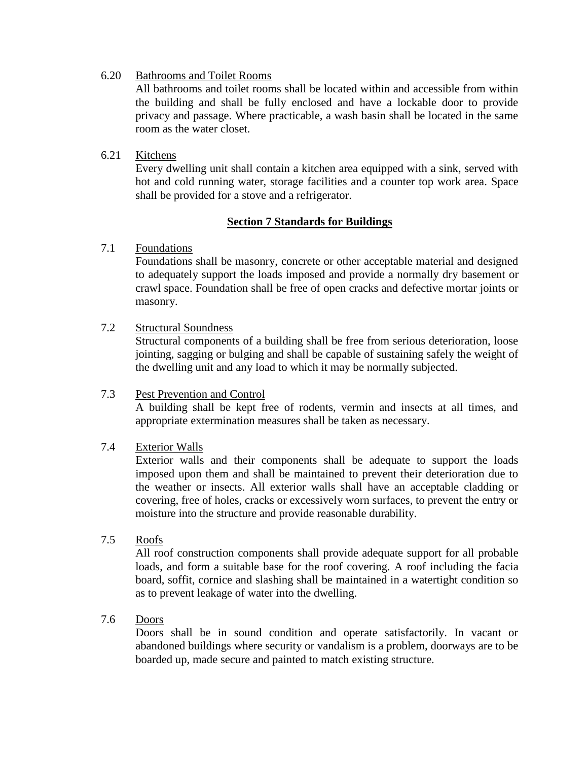6.20 Bathrooms and Toilet Rooms

All bathrooms and toilet rooms shall be located within and accessible from within the building and shall be fully enclosed and have a lockable door to provide privacy and passage. Where practicable, a wash basin shall be located in the same room as the water closet.

6.21 Kitchens

Every dwelling unit shall contain a kitchen area equipped with a sink, served with hot and cold running water, storage facilities and a counter top work area. Space shall be provided for a stove and a refrigerator.

## Section 7 Standards for Buildings

7.1 Foundations

Foundations shall be masonry, concrete or other acceptable material and designed to adequately support the loads imposed and provide a normally dry basement or crawl space. Foundation shall be free of open cracks and defective mortar joints or masonry.

7.2 Structural Soundness

Structural components of a building shall be free from serious deterioration, loose jointing, sagging or bulging and shall be capable of sustaining safely the weight of the dwelling unit and any load to which it may be normally subjected.

7.3 Pest Prevention and Control

A building shall be kept free of rodents, vermin and insects at all times, and appropriate extermination measures shall be taken as necessary.

7.4 Exterior Walls

Exterior walls and their components shall be adequate to support the loads imposed upon them and shall be maintained to prevent their deterioration due to the weather or insects. All exterior walls shall have an acceptable cladding or covering, free of holes, cracks or excessively worn surfaces, to prevent the entry or moisture into the structure and provide reasonable durability.

7.5 Roofs

All roof construction components shall provide adequate support for all probable loads, and form a suitable base for the roof covering. A roof including the facia board, soffit, cornice and slashing shall be maintained in a watertight condition so as to prevent leakage of water into the dwelling.

7.6 Doors

Doors shall be in sound condition and operate satisfactorily. In vacant or abandoned buildings where security or vandalism is a problem, doorways are to be boarded up, made secure and painted to match existing structure.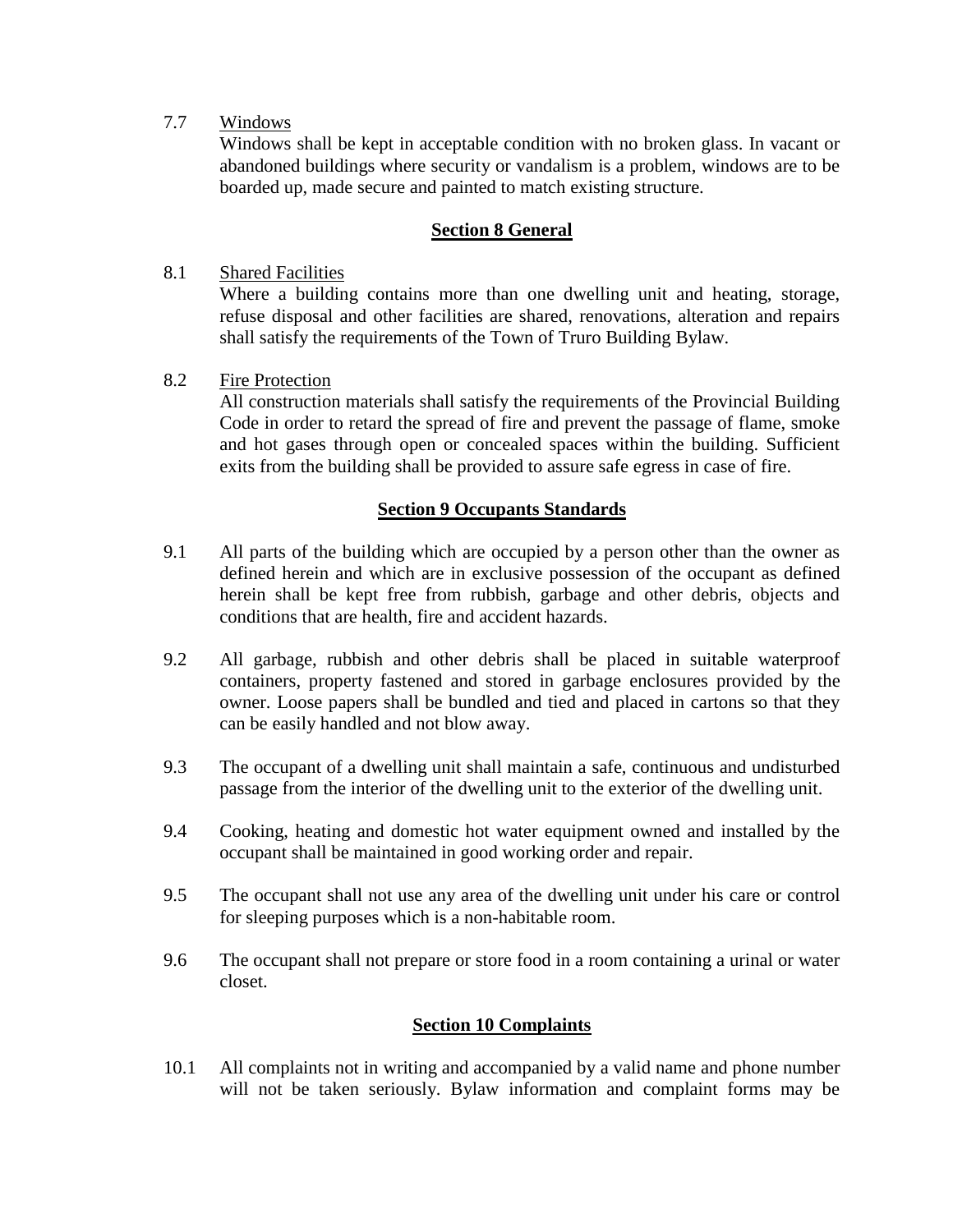7.7 Windows

Windows shall be kept in acceptable condition with no broken glass. In vacant or abandoned buildings where security or vandalism is a problem, windows are to be boarded up, made secure and painted to match existing structure.

## Section 8 General

8.1 Shared Facilities

Where a building contains more than one dwelling unit and heating, storage, refuse disposal and other facilities are shared, renovations, alteration and repairs shall satisfy the requirements of the Town of Truro Building Bylaw.

8.2 Fire Protection

All construction materials shall satisfy the requirements of the Provincial Building Code in order to retard the spread of fire and prevent the passage of flame, smoke and hot gases through open or concealed spaces within the building. Sufficient exits from the building shall be provided to assure safe egress in case of fire.

## Section 9 Occupants Standards

9.1 All parts of the building which are occupied by a person other than the owner as defined herein and which are in exclusive possession of the occupant as defined herein shall be kept free from rubbish, garbage and other debris, objects and conditions that are health, fire and accident hazards.

9.2 All garbage, rubbish and other debris shall be placed in suitable waterproof containers, property fastened and stored in garbage enclosures provided by the owner. Loose papers shall be bundled and tied and placed in cartons so that they can be easily handled and not blow away.

9.3 The occupant of a dwelling unit shall maintain a safe, continuous and undisturbed passage from the interior of the dwelling unit to the exterior of the dwelling unit.

9.4 Cooking, heating and domestic hot water equipment owned and installed by the occupant shall be maintained in good working order and repair.

9.5 The occupant shall not use any area of the dwelling unit under his care or control for sleeping purposes which is a non-habitable room.

9.6 The occupant shall not prepare or store food in a room containing a urinal or water closet.

## Section 10 Complaints

10.1 All complaints not in writing and accompanied by a valid name and phone number will not be taken seriously. Bylaw information and complaint forms may be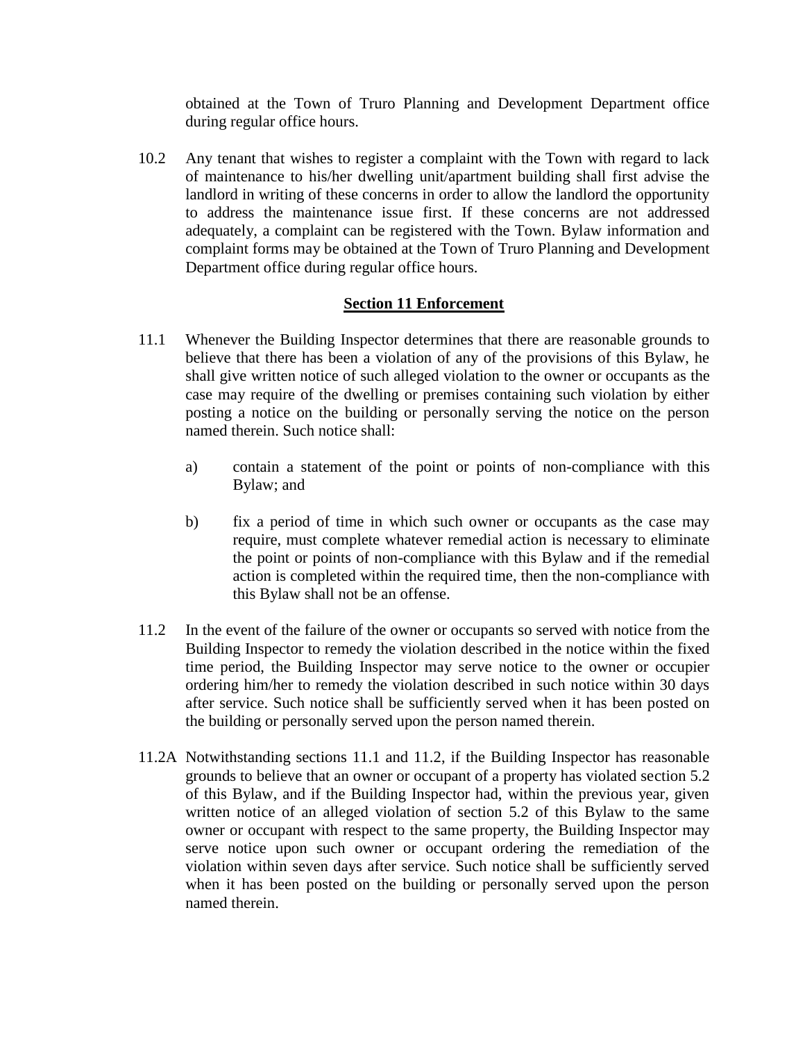obtained at the Town of Truro Planning and Development Department office during regular office hours.

10.2 Any tenant that wishes to register a complaint with the Town with regard to lack of maintenance to his/her dwelling unit/apartment building shall first advise the landlord in writing of these concerns in order to allow the landlord the opportunity to address the maintenance issue first. If these concerns are not addressed adequately, a complaint can be registered with the Town. Bylaw information and complaint forms may be obtained at the Town of Truro Planning and Development Department office during regular office hours.

## Section 11 Enforcement

11.1 Whenever the Building Inspector determines that there are reasonable grounds to believe that there has been a violation of any of the provisions of this Bylaw, he shall give written notice of such alleged violation to the owner or occupants as the case may require of the dwelling or premises containing such violation by either posting a notice on the building or personally serving the notice on the person named therein. Such notice shall:

a) contain a statement of the point or points of non-compliance with this Bylaw; and

b) fix a period of time in which such owner or occupants as the case may require, must complete whatever remedial action is necessary to eliminate the point or points of non-compliance with this Bylaw and if the remedial action is completed within the required time, then the non-compliance with this Bylaw shall not be an offense.

11.2 In the event of the failure of the owner or occupants so served with notice from the Building Inspector to remedy the violation described in the notice within the fixed time period, the Building Inspector may serve notice to the owner or occupier ordering him/her to remedy the violation described in such notice within 30 days after service. Such notice shall be sufficiently served when it has been posted on the building or personally served upon the person named therein.

11.2A Notwithstanding sections 11.1 and 11.2, if the Building Inspector has reasonable grounds to believe that an owner or occupant of a property has violated section 5.2 of this Bylaw, and if the Building Inspector had, within the previous year, given written notice of an alleged violation of section 5.2 of this Bylaw to the same owner or occupant with respect to the same property, the Building Inspector may serve notice upon such owner or occupant ordering the remediation of the violation within seven days after service. Such notice shall be sufficiently served when it has been posted on the building or personally served upon the person named therein.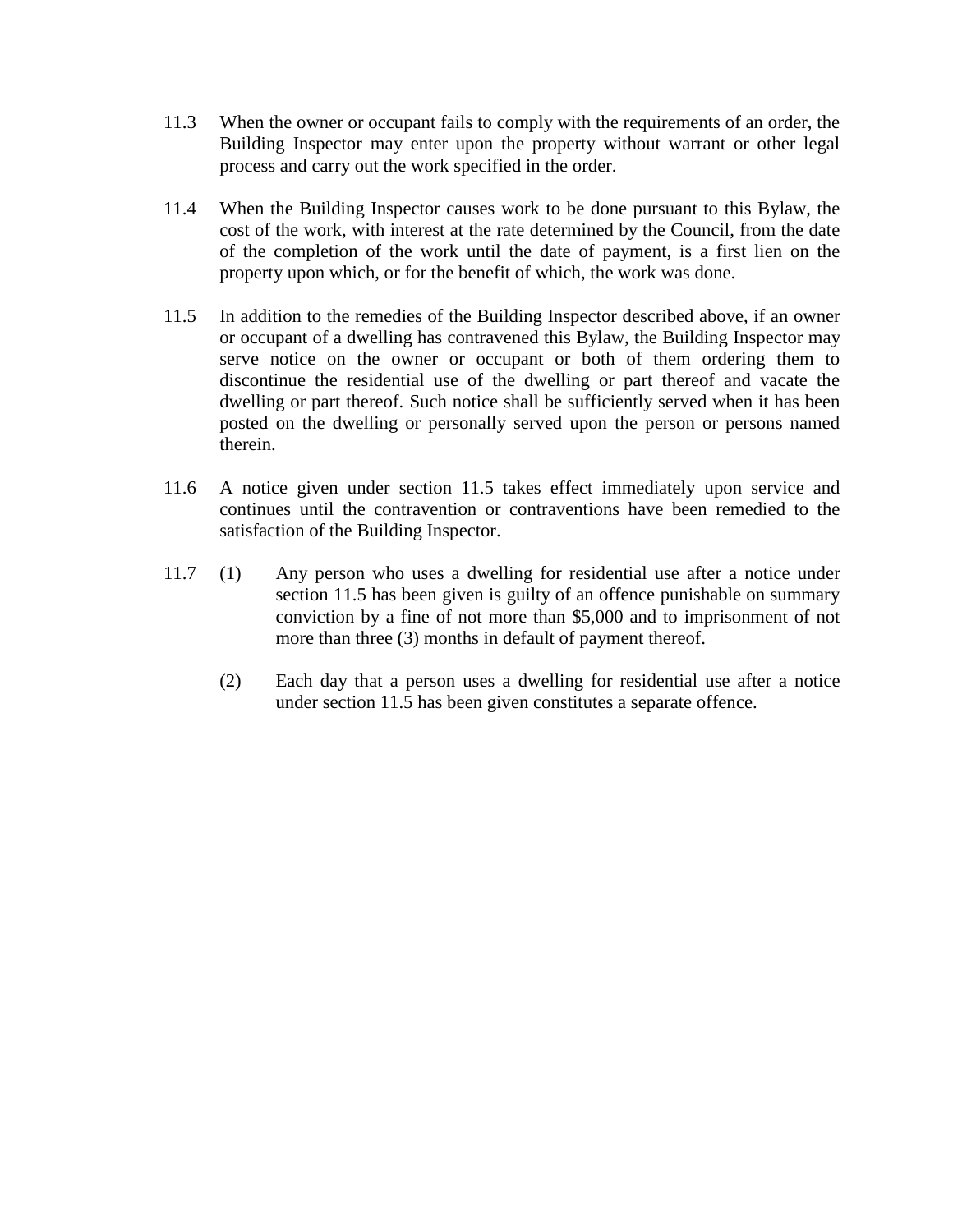11.3 When the owner or occupant fails to comply with the requirements of an order, the Building Inspector may enter upon the property without warrant or other legal process and carry out the work specified in the order.

11.4 When the Building Inspector causes work to be done pursuant to this Bylaw, the cost of the work, with interest at the rate determined by the Council, from the date of the completion of the work until the date of payment, is a first lien on the property upon which, or for the benefit of which, the work was done.

11.5 In addition to the remedies of the Building Inspector described above, if an owner or occupant of a dwelling has contravened this Bylaw, the Building Inspector may serve notice on the owner or occupant or both of them ordering them to discontinue the residential use of the dwelling or part thereof and vacate the dwelling or part thereof. Such notice shall be sufficiently served when it has been posted on the dwelling or personally served upon the person or persons named therein.

11.6 A notice given under section 11.5 takes effect immediately upon service and continues until the contravention or contraventions have been remedied to the satisfaction of the Building Inspector.

11.7 (1) Any person who uses a dwelling for residential use after a notice under section 11.5 has been given is guilty of an offence punishable on summary conviction by a fine of not more than $5,000 and to imprisonment of not more than three (3) months in default of payment thereof.

(2) Each day that a person uses a dwelling for residential use after a notice under section 11.5 has been given constitutes a separate offence.